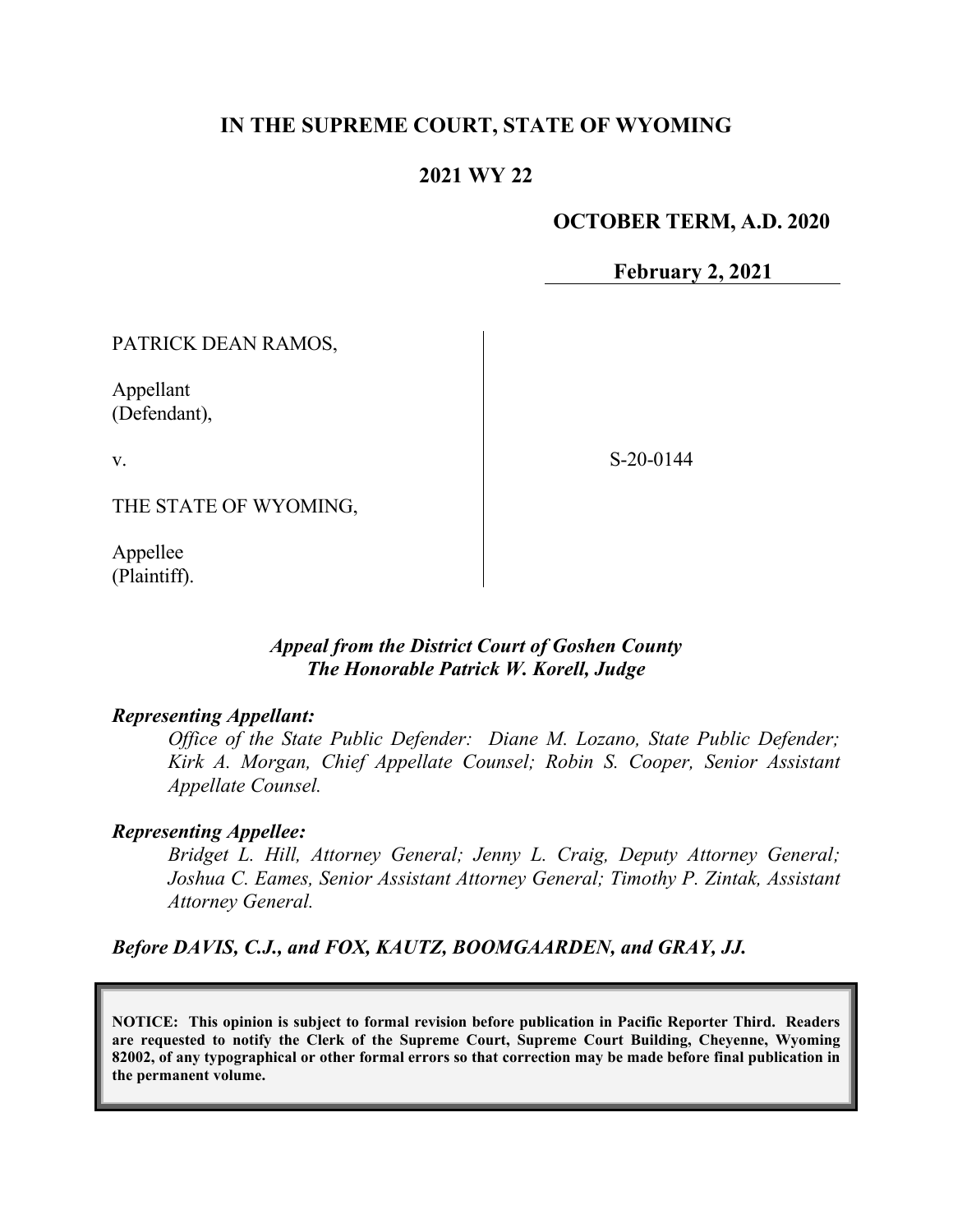# IN THE SUPREME COURT, STATE OF WYOMING

## 2021 WY 22

**OCTOBER TERM, A.D. 2020**

**February 2, 2021**

PATRICK DEAN RAMOS,

Appellant
(Defendant),

v.

THE STATE OF WYOMING,

Appellee
(Plaintiff).

S-20-0144

***Appeal from the District Court of Goshen County***
***The Honorable Patrick W. Korell, Judge***

***Representing Appellant:***

*Office of the State Public Defender: Diane M. Lozano, State Public Defender; Kirk A. Morgan, Chief Appellate Counsel; Robin S. Cooper, Senior Assistant Appellate Counsel.*

***Representing Appellee:***

*Bridget L. Hill, Attorney General; Jenny L. Craig, Deputy Attorney General; Joshua C. Eames, Senior Assistant Attorney General; Timothy P. Zintak, Assistant Attorney General.*

***Before DAVIS, C.J., and FOX, KAUTZ, BOOMGAARDEN, and GRAY, JJ.***

**NOTICE: This opinion is subject to formal revision before publication in Pacific Reporter Third. Readers are requested to notify the Clerk of the Supreme Court, Supreme Court Building, Cheyenne, Wyoming 82002, of any typographical or other formal errors so that correction may be made before final publication in the permanent volume.**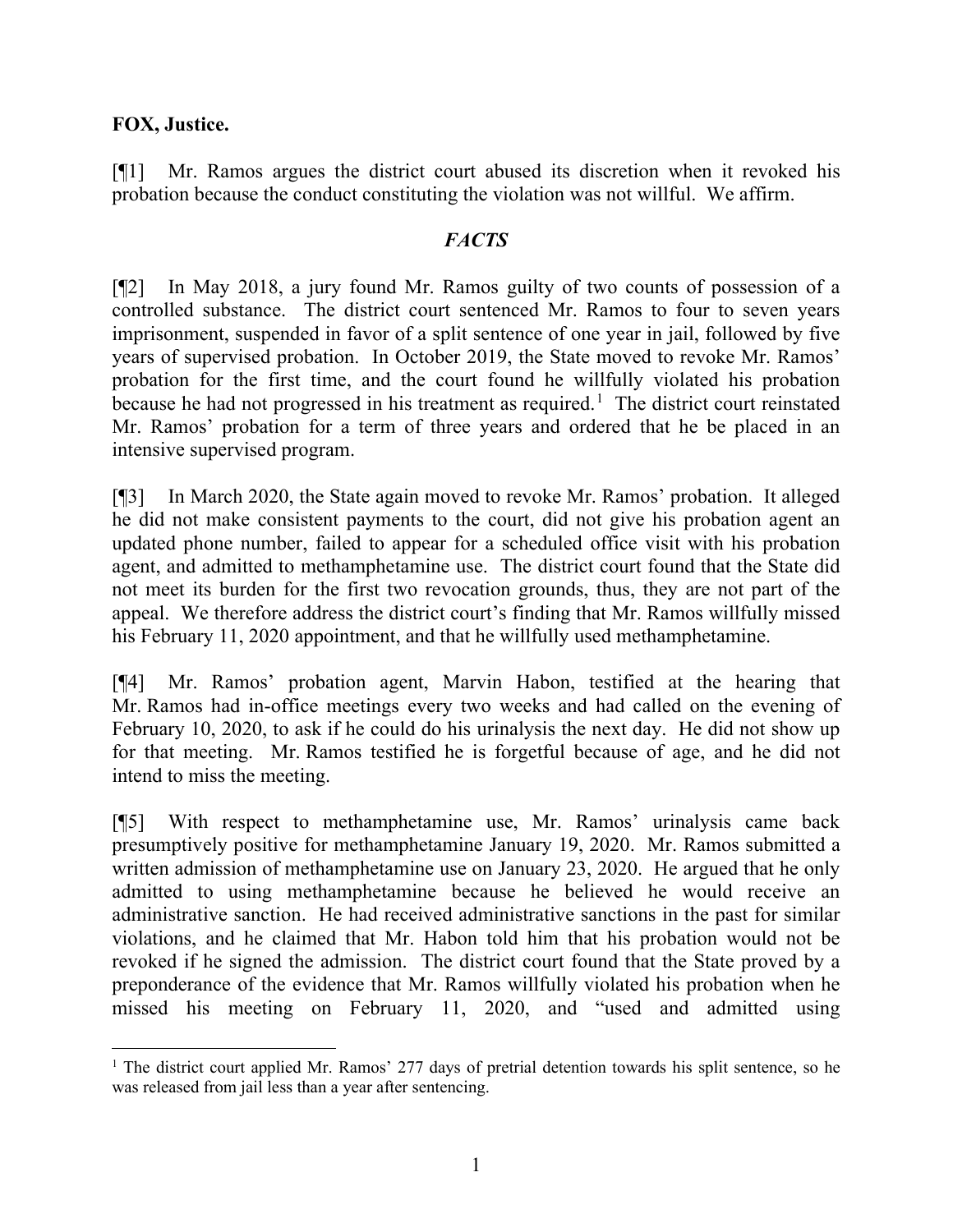**FOX, Justice.**

[¶1] Mr. Ramos argues the district court abused its discretion when it revoked his probation because the conduct constituting the violation was not willful. We affirm.

### *FACTS*

[¶2] In May 2018, a jury found Mr. Ramos guilty of two counts of possession of a controlled substance. The district court sentenced Mr. Ramos to four to seven years imprisonment, suspended in favor of a split sentence of one year in jail, followed by five years of supervised probation. In October 2019, the State moved to revoke Mr. Ramos' probation for the first time, and the court found he willfully violated his probation because he had not progressed in his treatment as required.[1] The district court reinstated Mr. Ramos' probation for a term of three years and ordered that he be placed in an intensive supervised program.

[¶3] In March 2020, the State again moved to revoke Mr. Ramos' probation. It alleged he did not make consistent payments to the court, did not give his probation agent an updated phone number, failed to appear for a scheduled office visit with his probation agent, and admitted to methamphetamine use. The district court found that the State did not meet its burden for the first two revocation grounds, thus, they are not part of the appeal. We therefore address the district court's finding that Mr. Ramos willfully missed his February 11, 2020 appointment, and that he willfully used methamphetamine.

[¶4] Mr. Ramos' probation agent, Marvin Habon, testified at the hearing that Mr. Ramos had in-office meetings every two weeks and had called on the evening of February 10, 2020, to ask if he could do his urinalysis the next day. He did not show up for that meeting. Mr. Ramos testified he is forgetful because of age, and he did not intend to miss the meeting.

[¶5] With respect to methamphetamine use, Mr. Ramos' urinalysis came back presumptively positive for methamphetamine January 19, 2020. Mr. Ramos submitted a written admission of methamphetamine use on January 23, 2020. He argued that he only admitted to using methamphetamine because he believed he would receive an administrative sanction. He had received administrative sanctions in the past for similar violations, and he claimed that Mr. Habon told him that his probation would not be revoked if he signed the admission. The district court found that the State proved by a preponderance of the evidence that Mr. Ramos willfully violated his probation when he missed his meeting on February 11, 2020, and "used and admitted using

---

[1] The district court applied Mr. Ramos' 277 days of pretrial detention towards his split sentence, so he was released from jail less than a year after sentencing.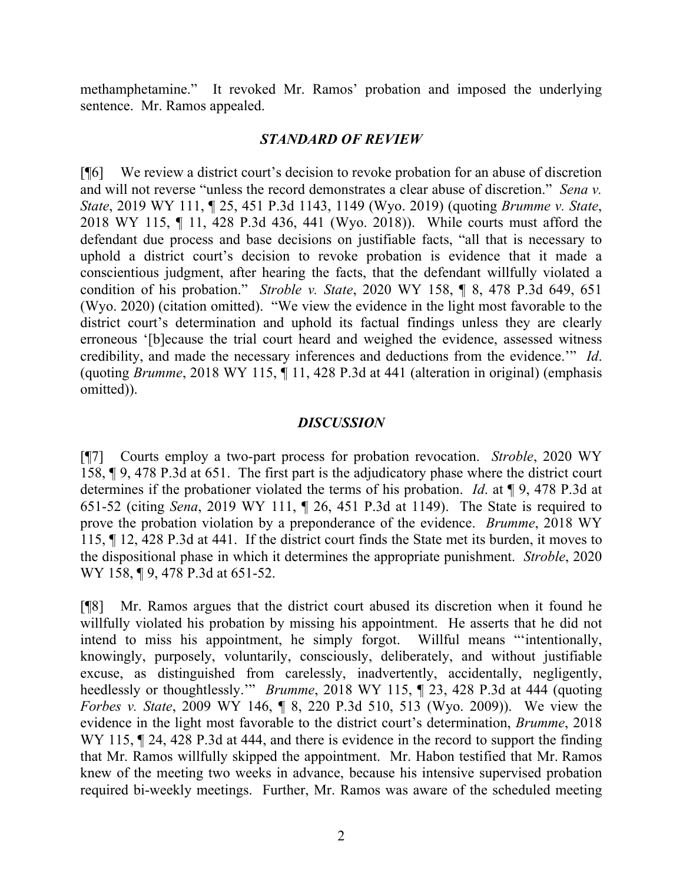methamphetamine." It revoked Mr. Ramos' probation and imposed the underlying sentence. Mr. Ramos appealed.

### *STANDARD OF REVIEW*

[¶6] We review a district court's decision to revoke probation for an abuse of discretion and will not reverse "unless the record demonstrates a clear abuse of discretion." *Sena v. State*, 2019 WY 111, ¶ 25, 451 P.3d 1143, 1149 (Wyo. 2019) (quoting *Brumme v. State*, 2018 WY 115, ¶ 11, 428 P.3d 436, 441 (Wyo. 2018)). While courts must afford the defendant due process and base decisions on justifiable facts, "all that is necessary to uphold a district court's decision to revoke probation is evidence that it made a conscientious judgment, after hearing the facts, that the defendant willfully violated a condition of his probation." *Stroble v. State*, 2020 WY 158, ¶ 8, 478 P.3d 649, 651 (Wyo. 2020) (citation omitted). "We view the evidence in the light most favorable to the district court's determination and uphold its factual findings unless they are clearly erroneous '[b]ecause the trial court heard and weighed the evidence, assessed witness credibility, and made the necessary inferences and deductions from the evidence.'" *Id*. (quoting *Brumme*, 2018 WY 115, ¶ 11, 428 P.3d at 441 (alteration in original) (emphasis omitted)).

### *DISCUSSION*

[¶7] Courts employ a two-part process for probation revocation. *Stroble*, 2020 WY 158, ¶ 9, 478 P.3d at 651. The first part is the adjudicatory phase where the district court determines if the probationer violated the terms of his probation. *Id*. at ¶ 9, 478 P.3d at 651-52 (citing *Sena*, 2019 WY 111, ¶ 26, 451 P.3d at 1149). The State is required to prove the probation violation by a preponderance of the evidence. *Brumme*, 2018 WY 115, ¶ 12, 428 P.3d at 441. If the district court finds the State met its burden, it moves to the dispositional phase in which it determines the appropriate punishment. *Stroble*, 2020 WY 158, ¶ 9, 478 P.3d at 651-52.

[¶8] Mr. Ramos argues that the district court abused its discretion when it found he willfully violated his probation by missing his appointment. He asserts that he did not intend to miss his appointment, he simply forgot. Willful means "'intentionally, knowingly, purposely, voluntarily, consciously, deliberately, and without justifiable excuse, as distinguished from carelessly, inadvertently, accidentally, negligently, heedlessly or thoughtlessly.'" *Brumme*, 2018 WY 115, ¶ 23, 428 P.3d at 444 (quoting *Forbes v. State*, 2009 WY 146, ¶ 8, 220 P.3d 510, 513 (Wyo. 2009)). We view the evidence in the light most favorable to the district court's determination, *Brumme*, 2018 WY 115, ¶ 24, 428 P.3d at 444, and there is evidence in the record to support the finding that Mr. Ramos willfully skipped the appointment. Mr. Habon testified that Mr. Ramos knew of the meeting two weeks in advance, because his intensive supervised probation required bi-weekly meetings. Further, Mr. Ramos was aware of the scheduled meeting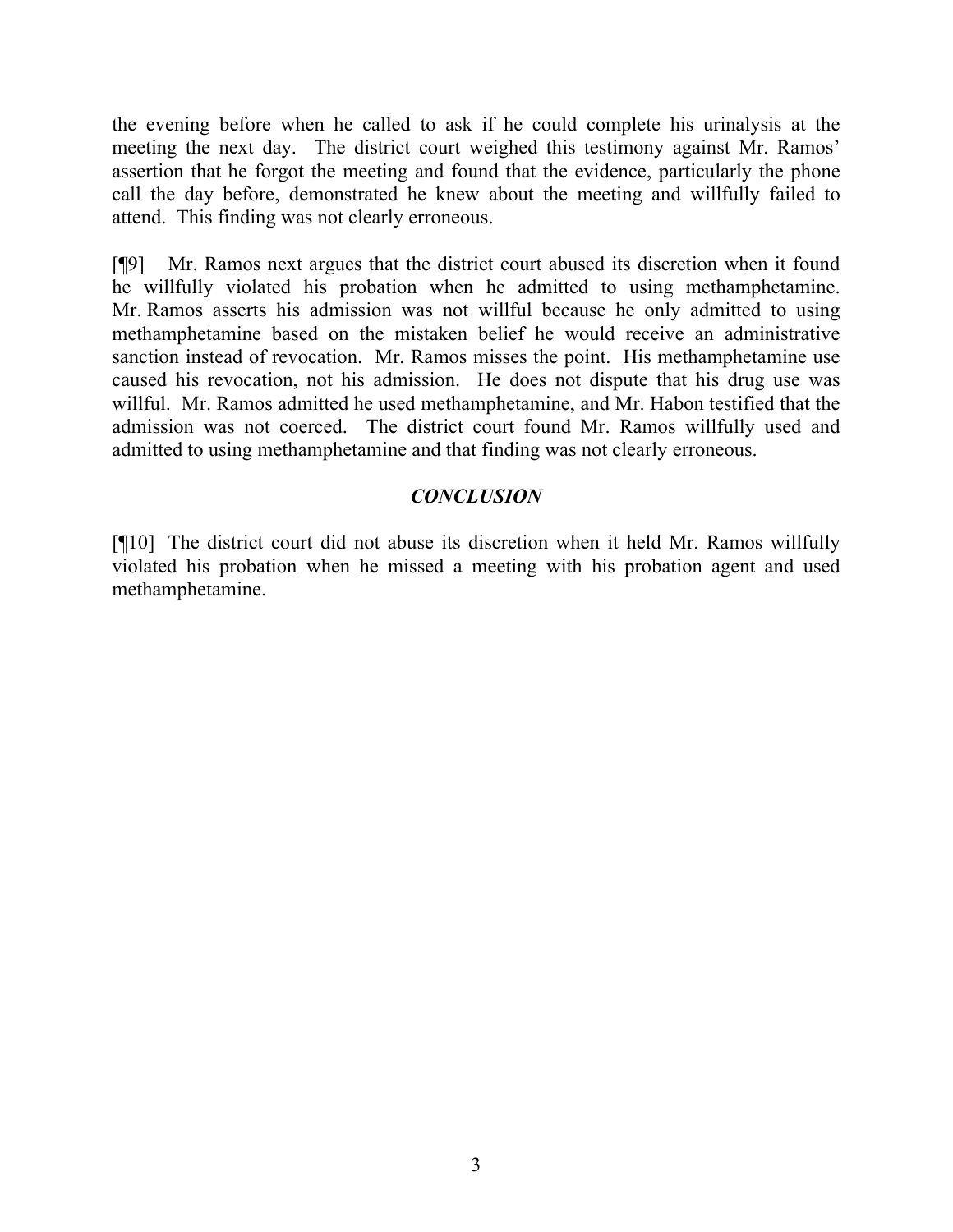the evening before when he called to ask if he could complete his urinalysis at the meeting the next day. The district court weighed this testimony against Mr. Ramos' assertion that he forgot the meeting and found that the evidence, particularly the phone call the day before, demonstrated he knew about the meeting and willfully failed to attend. This finding was not clearly erroneous.

[¶9] Mr. Ramos next argues that the district court abused its discretion when it found he willfully violated his probation when he admitted to using methamphetamine. Mr. Ramos asserts his admission was not willful because he only admitted to using methamphetamine based on the mistaken belief he would receive an administrative sanction instead of revocation. Mr. Ramos misses the point. His methamphetamine use caused his revocation, not his admission. He does not dispute that his drug use was willful. Mr. Ramos admitted he used methamphetamine, and Mr. Habon testified that the admission was not coerced. The district court found Mr. Ramos willfully used and admitted to using methamphetamine and that finding was not clearly erroneous.

## *CONCLUSION*

[¶10] The district court did not abuse its discretion when it held Mr. Ramos willfully violated his probation when he missed a meeting with his probation agent and used methamphetamine.